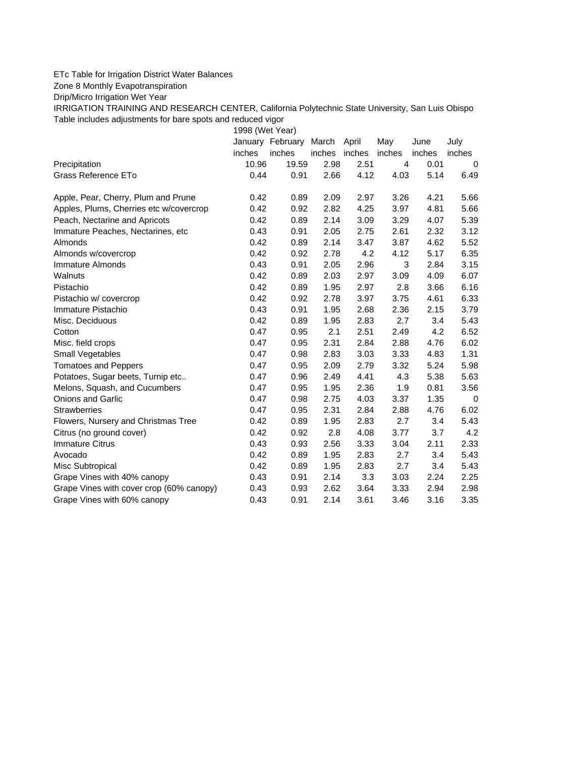ETc Table for Irrigation District Water Balances

Zone 8 Monthly Evapotranspiration

Drip/Micro Irrigation Wet Year

IRRIGATION TRAINING AND RESEARCH CENTER, California Polytechnic State University, San Luis Obispo

Table includes adjustments for bare spots and reduced vigor

| | 1998 (Wet Year) | | | | | | |
|---|---|---|---|---|---|---|---|
| | January | February | March | April | May | June | July |
| | inches | inches | inches | inches | inches | inches | inches |
| Precipitation | 10.96 | 19.59 | 2.98 | 2.51 | 4 | 0.01 | 0 |
| Grass Reference ETo | 0.44 | 0.91 | 2.66 | 4.12 | 4.03 | 5.14 | 6.49 |
| | | | | | | | |
| Apple, Pear, Cherry, Plum and Prune | 0.42 | 0.89 | 2.09 | 2.97 | 3.26 | 4.21 | 5.66 |
| Apples, Plums, Cherries etc w/covercrop | 0.42 | 0.92 | 2.82 | 4.25 | 3.97 | 4.81 | 5.66 |
| Peach, Nectarine and Apricots | 0.42 | 0.89 | 2.14 | 3.09 | 3.29 | 4.07 | 5.39 |
| Immature Peaches, Nectarines, etc | 0.43 | 0.91 | 2.05 | 2.75 | 2.61 | 2.32 | 3.12 |
| Almonds | 0.42 | 0.89 | 2.14 | 3.47 | 3.87 | 4.62 | 5.52 |
| Almonds w/covercrop | 0.42 | 0.92 | 2.78 | 4.2 | 4.12 | 5.17 | 6.35 |
| Immature Almonds | 0.43 | 0.91 | 2.05 | 2.96 | 3 | 2.84 | 3.15 |
| Walnuts | 0.42 | 0.89 | 2.03 | 2.97 | 3.09 | 4.09 | 6.07 |
| Pistachio | 0.42 | 0.89 | 1.95 | 2.97 | 2.8 | 3.66 | 6.16 |
| Pistachio w/ covercrop | 0.42 | 0.92 | 2.78 | 3.97 | 3.75 | 4.61 | 6.33 |
| Immature Pistachio | 0.43 | 0.91 | 1.95 | 2.68 | 2.36 | 2.15 | 3.79 |
| Misc. Deciduous | 0.42 | 0.89 | 1.95 | 2.83 | 2.7 | 3.4 | 5.43 |
| Cotton | 0.47 | 0.95 | 2.1 | 2.51 | 2.49 | 4.2 | 6.52 |
| Misc. field crops | 0.47 | 0.95 | 2.31 | 2.84 | 2.88 | 4.76 | 6.02 |
| Small Vegetables | 0.47 | 0.98 | 2.83 | 3.03 | 3.33 | 4.83 | 1.31 |
| Tomatoes and Peppers | 0.47 | 0.95 | 2.09 | 2.79 | 3.32 | 5.24 | 5.98 |
| Potatoes, Sugar beets, Turnip etc.. | 0.47 | 0.96 | 2.49 | 4.41 | 4.3 | 5.38 | 5.63 |
| Melons, Squash, and Cucumbers | 0.47 | 0.95 | 1.95 | 2.36 | 1.9 | 0.81 | 3.56 |
| Onions and Garlic | 0.47 | 0.98 | 2.75 | 4.03 | 3.37 | 1.35 | 0 |
| Strawberries | 0.47 | 0.95 | 2.31 | 2.84 | 2.88 | 4.76 | 6.02 |
| Flowers, Nursery and Christmas Tree | 0.42 | 0.89 | 1.95 | 2.83 | 2.7 | 3.4 | 5.43 |
| Citrus (no ground cover) | 0.42 | 0.92 | 2.8 | 4.08 | 3.77 | 3.7 | 4.2 |
| Immature Citrus | 0.43 | 0.93 | 2.56 | 3.33 | 3.04 | 2.11 | 2.33 |
| Avocado | 0.42 | 0.89 | 1.95 | 2.83 | 2.7 | 3.4 | 5.43 |
| Misc Subtropical | 0.42 | 0.89 | 1.95 | 2.83 | 2.7 | 3.4 | 5.43 |
| Grape Vines with 40% canopy | 0.43 | 0.91 | 2.14 | 3.3 | 3.03 | 2.24 | 2.25 |
| Grape Vines with cover crop (60% canopy) | 0.43 | 0.93 | 2.62 | 3.64 | 3.33 | 2.94 | 2.98 |
| Grape Vines with 60% canopy | 0.43 | 0.91 | 2.14 | 3.61 | 3.46 | 3.16 | 3.35 |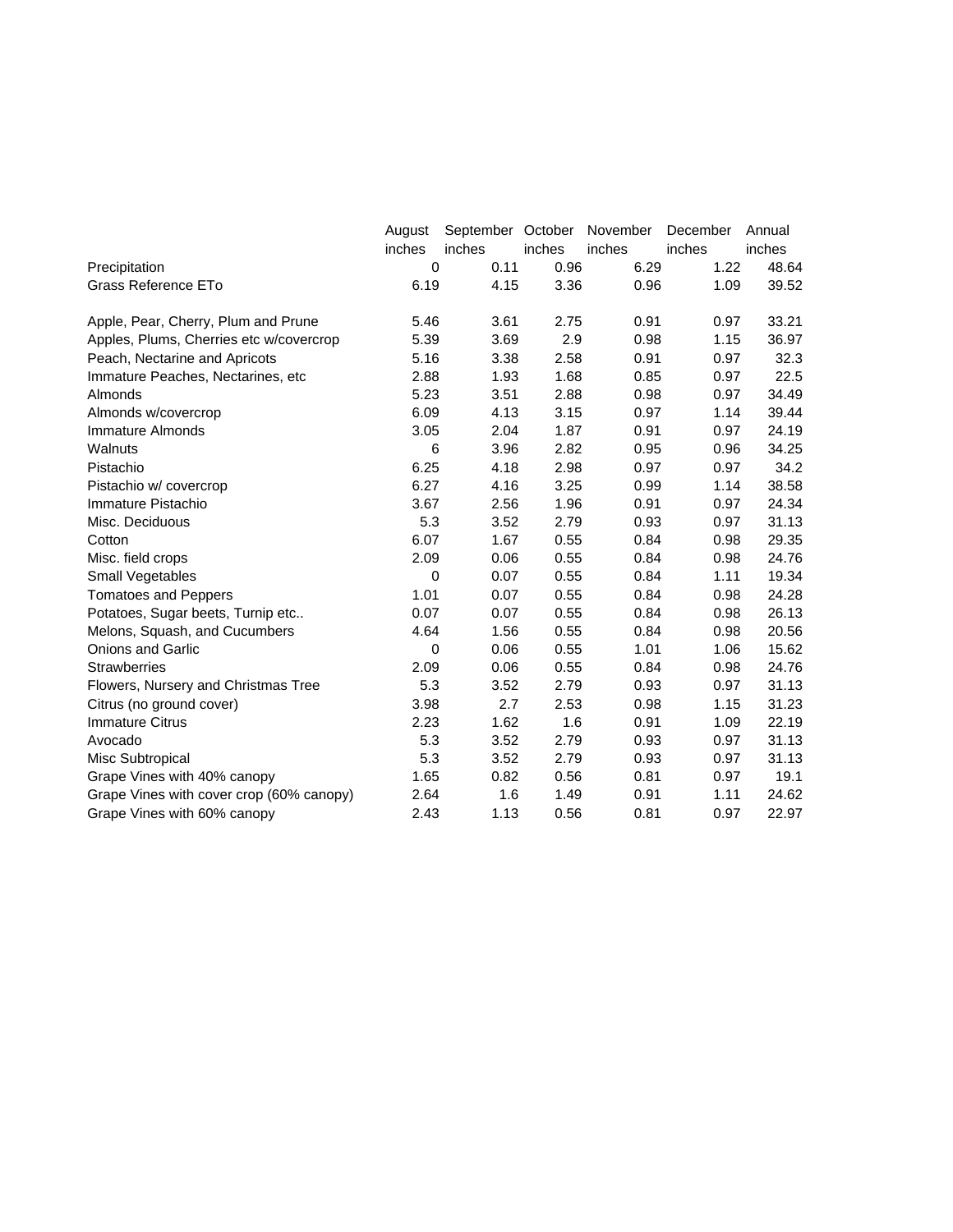| | August inches | September inches | October inches | November inches | December inches | Annual inches |
|---|---|---|---|---|---|---|
| Precipitation | 0 | 0.11 | 0.96 | 6.29 | 1.22 | 48.64 |
| Grass Reference ETo | 6.19 | 4.15 | 3.36 | 0.96 | 1.09 | 39.52 |
| | | | | | | |
| Apple, Pear, Cherry, Plum and Prune | 5.46 | 3.61 | 2.75 | 0.91 | 0.97 | 33.21 |
| Apples, Plums, Cherries etc w/covercrop | 5.39 | 3.69 | 2.9 | 0.98 | 1.15 | 36.97 |
| Peach, Nectarine and Apricots | 5.16 | 3.38 | 2.58 | 0.91 | 0.97 | 32.3 |
| Immature Peaches, Nectarines, etc | 2.88 | 1.93 | 1.68 | 0.85 | 0.97 | 22.5 |
| Almonds | 5.23 | 3.51 | 2.88 | 0.98 | 0.97 | 34.49 |
| Almonds w/covercrop | 6.09 | 4.13 | 3.15 | 0.97 | 1.14 | 39.44 |
| Immature Almonds | 3.05 | 2.04 | 1.87 | 0.91 | 0.97 | 24.19 |
| Walnuts | 6 | 3.96 | 2.82 | 0.95 | 0.96 | 34.25 |
| Pistachio | 6.25 | 4.18 | 2.98 | 0.97 | 0.97 | 34.2 |
| Pistachio w/ covercrop | 6.27 | 4.16 | 3.25 | 0.99 | 1.14 | 38.58 |
| Immature Pistachio | 3.67 | 2.56 | 1.96 | 0.91 | 0.97 | 24.34 |
| Misc. Deciduous | 5.3 | 3.52 | 2.79 | 0.93 | 0.97 | 31.13 |
| Cotton | 6.07 | 1.67 | 0.55 | 0.84 | 0.98 | 29.35 |
| Misc. field crops | 2.09 | 0.06 | 0.55 | 0.84 | 0.98 | 24.76 |
| Small Vegetables | 0 | 0.07 | 0.55 | 0.84 | 1.11 | 19.34 |
| Tomatoes and Peppers | 1.01 | 0.07 | 0.55 | 0.84 | 0.98 | 24.28 |
| Potatoes, Sugar beets, Turnip etc.. | 0.07 | 0.07 | 0.55 | 0.84 | 0.98 | 26.13 |
| Melons, Squash, and Cucumbers | 4.64 | 1.56 | 0.55 | 0.84 | 0.98 | 20.56 |
| Onions and Garlic | 0 | 0.06 | 0.55 | 1.01 | 1.06 | 15.62 |
| Strawberries | 2.09 | 0.06 | 0.55 | 0.84 | 0.98 | 24.76 |
| Flowers, Nursery and Christmas Tree | 5.3 | 3.52 | 2.79 | 0.93 | 0.97 | 31.13 |
| Citrus (no ground cover) | 3.98 | 2.7 | 2.53 | 0.98 | 1.15 | 31.23 |
| Immature Citrus | 2.23 | 1.62 | 1.6 | 0.91 | 1.09 | 22.19 |
| Avocado | 5.3 | 3.52 | 2.79 | 0.93 | 0.97 | 31.13 |
| Misc Subtropical | 5.3 | 3.52 | 2.79 | 0.93 | 0.97 | 31.13 |
| Grape Vines with 40% canopy | 1.65 | 0.82 | 0.56 | 0.81 | 0.97 | 19.1 |
| Grape Vines with cover crop (60% canopy) | 2.64 | 1.6 | 1.49 | 0.91 | 1.11 | 24.62 |
| Grape Vines with 60% canopy | 2.43 | 1.13 | 0.56 | 0.81 | 0.97 | 22.97 |